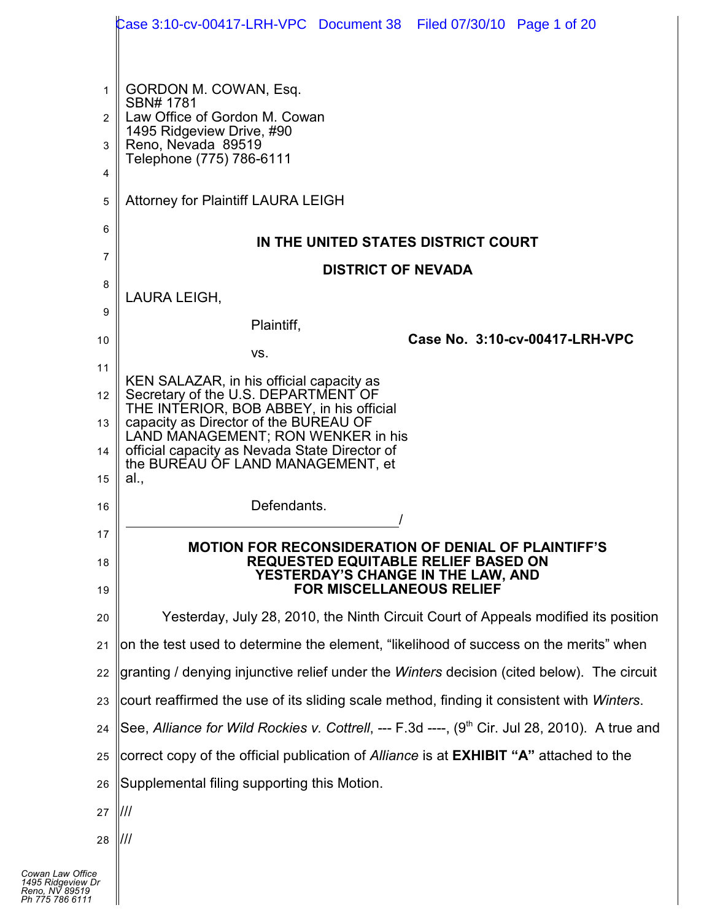GORDON M. COWAN, Esq.
SBN# 1781
Law Office of Gordon M. Cowan
1495 Ridgeview Drive, #90
Reno, Nevada 89519
Telephone (775) 786-6111

Attorney for Plaintiff LAURA LEIGH

**IN THE UNITED STATES DISTRICT COURT**

**DISTRICT OF NEVADA**

LAURA LEIGH,

Plaintiff,

vs.

KEN SALAZAR, in his official capacity as Secretary of the U.S. DEPARTMENT OF THE INTERIOR, BOB ABBEY, in his official capacity as Director of the BUREAU OF LAND MANAGEMENT; RON WENKER in his official capacity as Nevada State Director of the BUREAU OF LAND MANAGEMENT, et al.,

Defendants.
_____________________________________/

**Case No. 3:10-cv-00417-LRH-VPC**

**MOTION FOR RECONSIDERATION OF DENIAL OF PLAINTIFF'S REQUESTED EQUITABLE RELIEF BASED ON YESTERDAY'S CHANGE IN THE LAW, AND FOR MISCELLANEOUS RELIEF**

Yesterday, July 28, 2010, the Ninth Circuit Court of Appeals modified its position on the test used to determine the element, "likelihood of success on the merits" when granting / denying injunctive relief under the *Winters* decision (cited below). The circuit court reaffirmed the use of its sliding scale method, finding it consistent with *Winters*. See, *Alliance for Wild Rockies v. Cottrell*, --- F.3d ----, (9th Cir. Jul 28, 2010). A true and correct copy of the official publication of *Alliance* is at **EXHIBIT "A"** attached to the Supplemental filing supporting this Motion.

///

///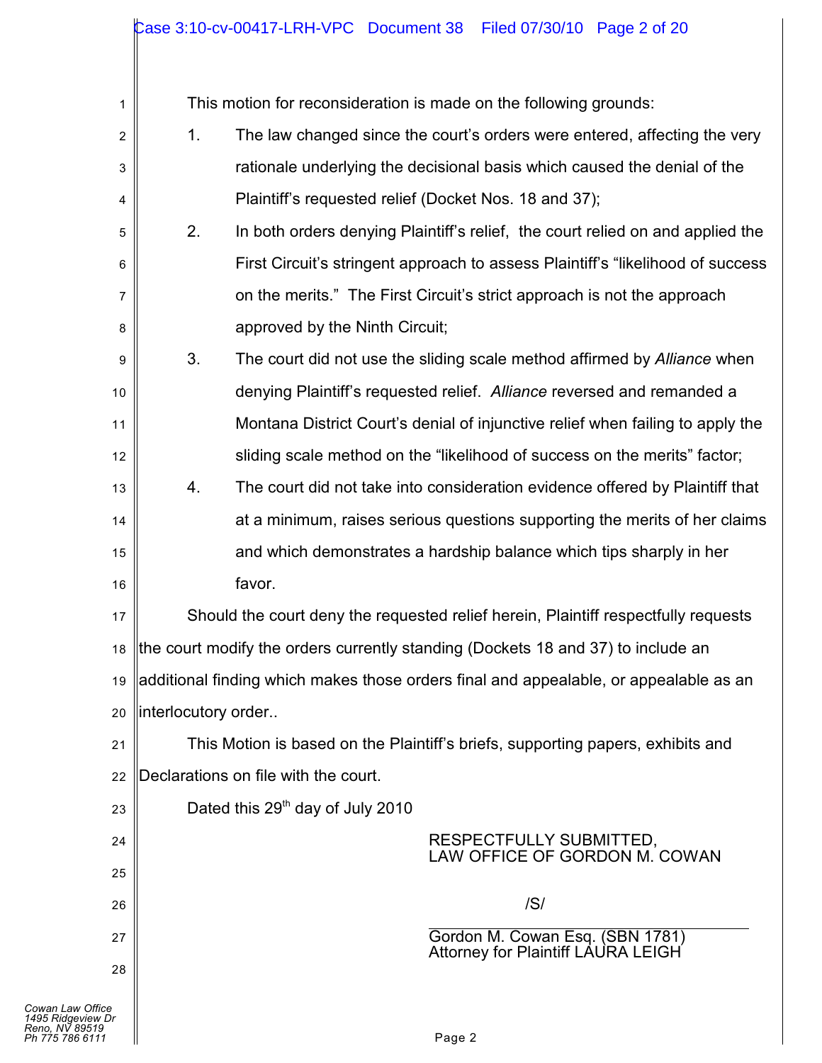This motion for reconsideration is made on the following grounds:

1. The law changed since the court's orders were entered, affecting the very rationale underlying the decisional basis which caused the denial of the Plaintiff's requested relief (Docket Nos. 18 and 37);
2. In both orders denying Plaintiff's relief, the court relied on and applied the First Circuit's stringent approach to assess Plaintiff's "likelihood of success on the merits." The First Circuit's strict approach is not the approach approved by the Ninth Circuit;
3. The court did not use the sliding scale method affirmed by *Alliance* when denying Plaintiff's requested relief. *Alliance* reversed and remanded a Montana District Court's denial of injunctive relief when failing to apply the sliding scale method on the "likelihood of success on the merits" factor;
4. The court did not take into consideration evidence offered by Plaintiff that at a minimum, raises serious questions supporting the merits of her claims and which demonstrates a hardship balance which tips sharply in her favor.

Should the court deny the requested relief herein, Plaintiff respectfully requests the court modify the orders currently standing (Dockets 18 and 37) to include an additional finding which makes those orders final and appealable, or appealable as an interlocutory order..

This Motion is based on the Plaintiff's briefs, supporting papers, exhibits and Declarations on file with the court.

Dated this 29th day of July 2010

RESPECTFULLY SUBMITTED,
LAW OFFICE OF GORDON M. COWAN

/S/

Gordon M. Cowan Esq. (SBN 1781)
Attorney for Plaintiff LAURA LEIGH

Cowan Law Office
1495 Ridgeview Dr
Reno, NV 89519
Ph 775 786 6111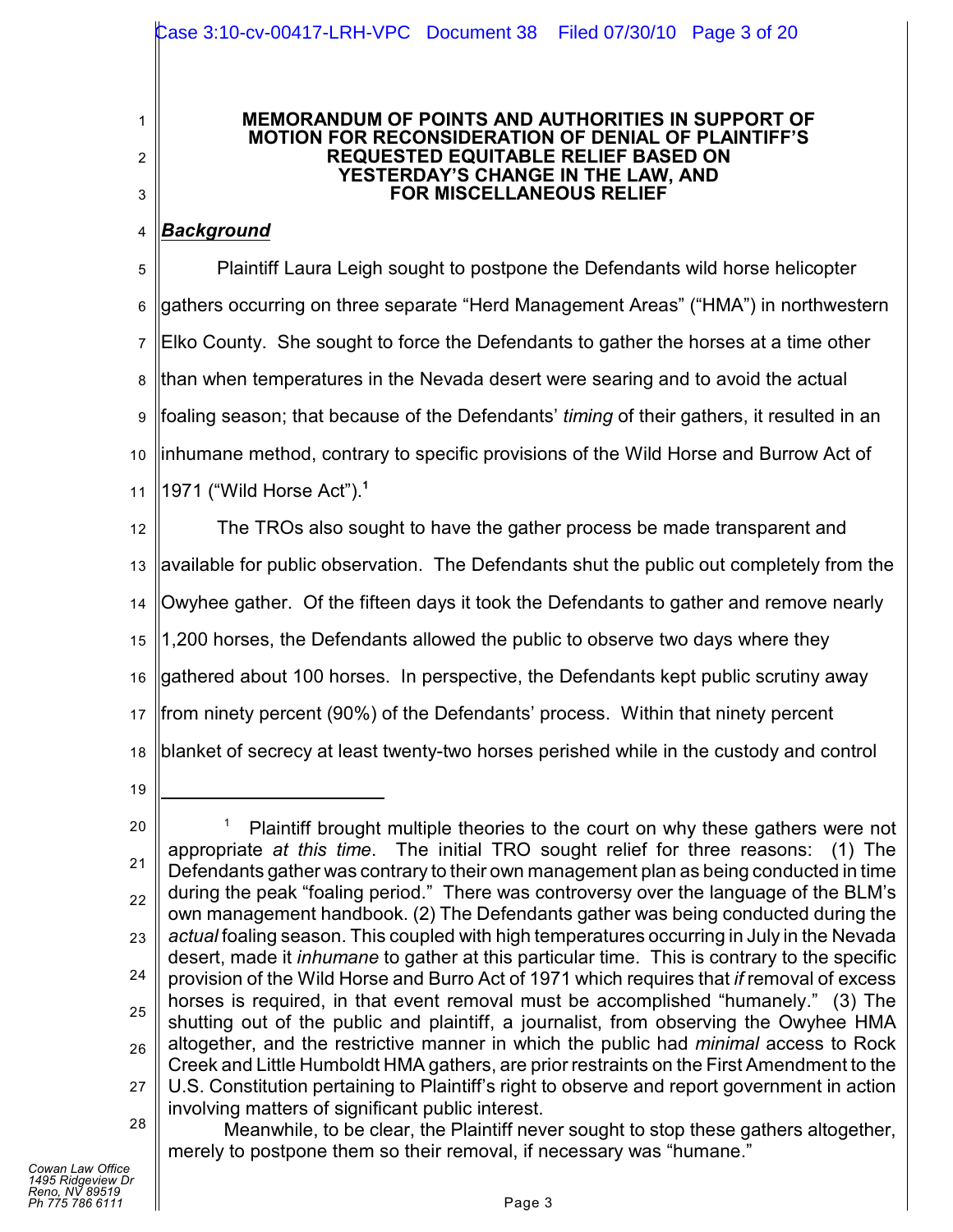**MEMORANDUM OF POINTS AND AUTHORITIES IN SUPPORT OF MOTION FOR RECONSIDERATION OF DENIAL OF PLAINTIFF'S REQUESTED EQUITABLE RELIEF BASED ON YESTERDAY'S CHANGE IN THE LAW, AND FOR MISCELLANEOUS RELIEF**

***Background***

Plaintiff Laura Leigh sought to postpone the Defendants wild horse helicopter gathers occurring on three separate "Herd Management Areas" ("HMA") in northwestern Elko County. She sought to force the Defendants to gather the horses at a time other than when temperatures in the Nevada desert were searing and to avoid the actual foaling season; that because of the Defendants' *timing* of their gathers, it resulted in an inhumane method, contrary to specific provisions of the Wild Horse and Burrow Act of 1971 ("Wild Horse Act").[1]

The TROs also sought to have the gather process be made transparent and available for public observation. The Defendants shut the public out completely from the Owyhee gather. Of the fifteen days it took the Defendants to gather and remove nearly 1,200 horses, the Defendants allowed the public to observe two days where they gathered about 100 horses. In perspective, the Defendants kept public scrutiny away from ninety percent (90%) of the Defendants' process. Within that ninety percent blanket of secrecy at least twenty-two horses perished while in the custody and control

---

[1] Plaintiff brought multiple theories to the court on why these gathers were not appropriate *at this time*. The initial TRO sought relief for three reasons: (1) The Defendants gather was contrary to their own management plan as being conducted in time during the peak "foaling period." There was controversy over the language of the BLM's own management handbook. (2) The Defendants gather was being conducted during the *actual* foaling season. This coupled with high temperatures occurring in July in the Nevada desert, made it *inhumane* to gather at this particular time. This is contrary to the specific provision of the Wild Horse and Burro Act of 1971 which requires that *if* removal of excess horses is required, in that event removal must be accomplished "humanely." (3) The shutting out of the public and plaintiff, a journalist, from observing the Owyhee HMA altogether, and the restrictive manner in which the public had *minimal* access to Rock Creek and Little Humboldt HMA gathers, are prior restraints on the First Amendment to the U.S. Constitution pertaining to Plaintiff's right to observe and report government in action involving matters of significant public interest.

Meanwhile, to be clear, the Plaintiff never sought to stop these gathers altogether, merely to postpone them so their removal, if necessary was "humane."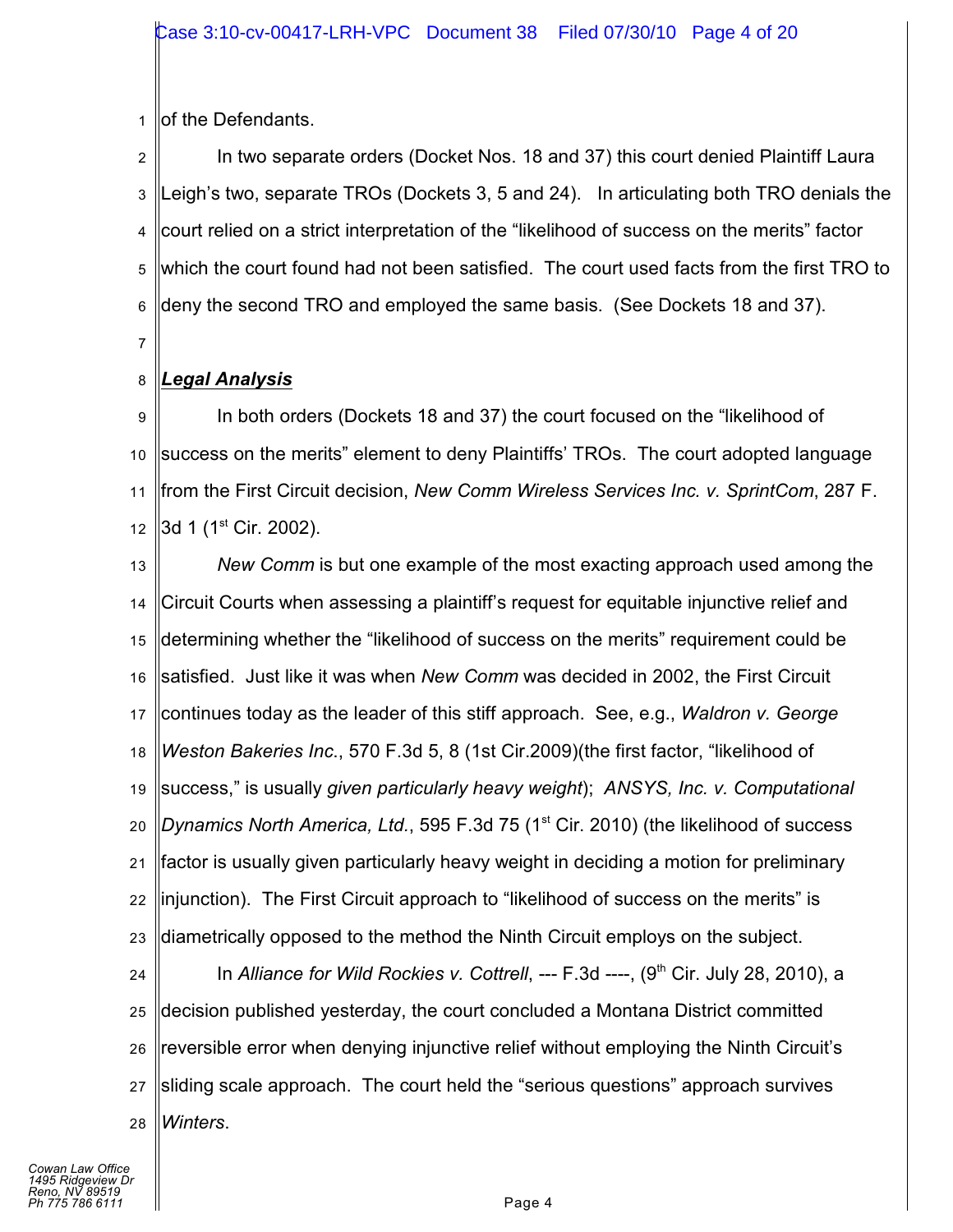of the Defendants.

In two separate orders (Docket Nos. 18 and 37) this court denied Plaintiff Laura Leigh's two, separate TROs (Dockets 3, 5 and 24). In articulating both TRO denials the court relied on a strict interpretation of the "likelihood of success on the merits" factor which the court found had not been satisfied. The court used facts from the first TRO to deny the second TRO and employed the same basis. (See Dockets 18 and 37).

***Legal Analysis***

In both orders (Dockets 18 and 37) the court focused on the "likelihood of success on the merits" element to deny Plaintiffs' TROs. The court adopted language from the First Circuit decision, *New Comm Wireless Services Inc. v. SprintCom*, 287 F. 3d 1 (1st Cir. 2002).

*New Comm* is but one example of the most exacting approach used among the Circuit Courts when assessing a plaintiff's request for equitable injunctive relief and determining whether the "likelihood of success on the merits" requirement could be satisfied. Just like it was when *New Comm* was decided in 2002, the First Circuit continues today as the leader of this stiff approach. See, e.g., *Waldron v. George Weston Bakeries Inc.*, 570 F.3d 5, 8 (1st Cir.2009)(the first factor, "likelihood of success," is usually *given particularly heavy weight*); *ANSYS, Inc. v. Computational Dynamics North America, Ltd.*, 595 F.3d 75 (1st Cir. 2010) (the likelihood of success factor is usually given particularly heavy weight in deciding a motion for preliminary injunction). The First Circuit approach to "likelihood of success on the merits" is diametrically opposed to the method the Ninth Circuit employs on the subject.

In *Alliance for Wild Rockies v. Cottrell*, --- F.3d ----, (9th Cir. July 28, 2010), a decision published yesterday, the court concluded a Montana District committed reversible error when denying injunctive relief without employing the Ninth Circuit's sliding scale approach. The court held the "serious questions" approach survives *Winters*.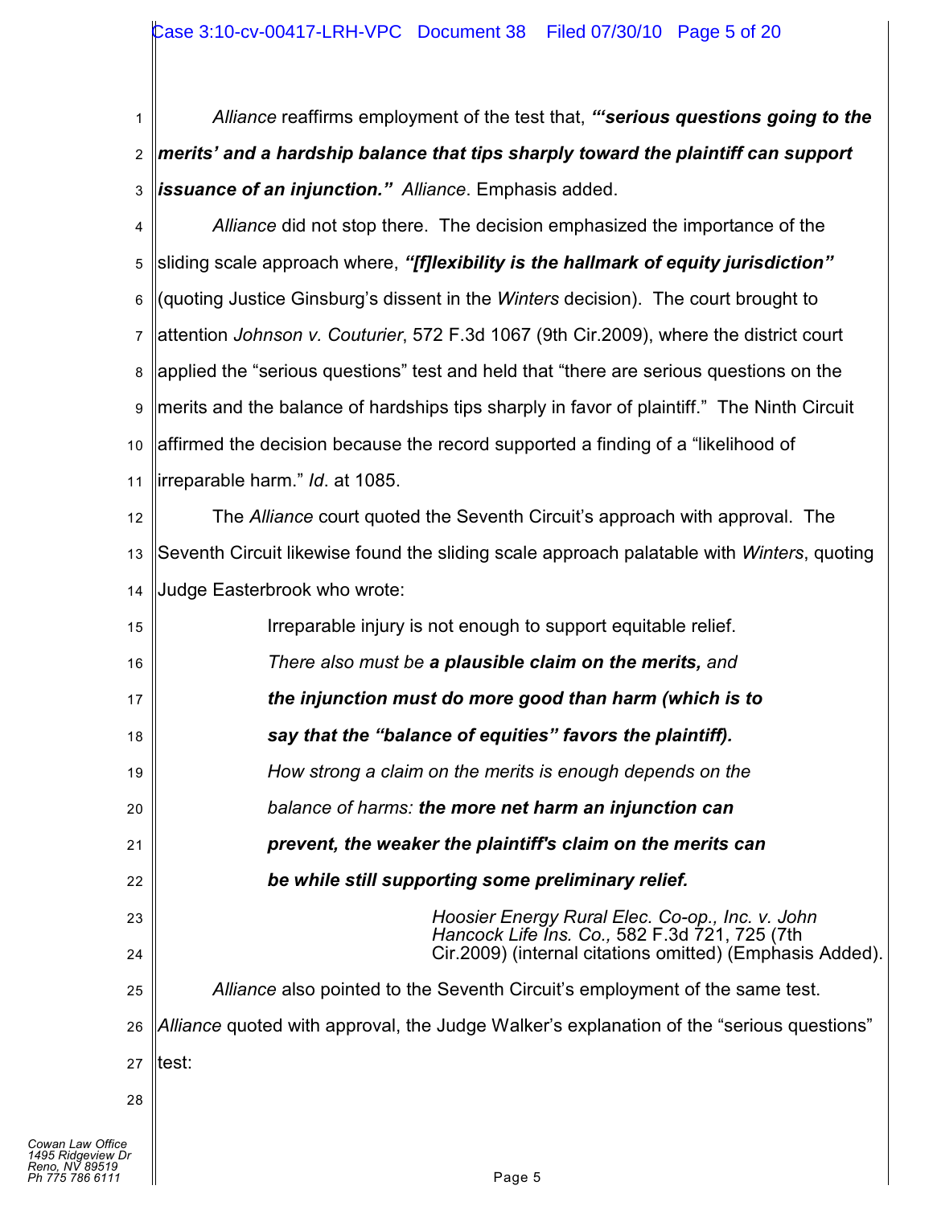*Alliance* reaffirms employment of the test that, ***"'serious questions going to the merits' and a hardship balance that tips sharply toward the plaintiff can support issuance of an injunction."*** *Alliance*. Emphasis added.

*Alliance* did not stop there. The decision emphasized the importance of the sliding scale approach where, ***"[f]lexibility is the hallmark of equity jurisdiction"*** (quoting Justice Ginsburg's dissent in the *Winters* decision). The court brought to attention *Johnson v. Couturier*, 572 F.3d 1067 (9th Cir.2009), where the district court applied the "serious questions" test and held that "there are serious questions on the merits and the balance of hardships tips sharply in favor of plaintiff." The Ninth Circuit affirmed the decision because the record supported a finding of a "likelihood of irreparable harm." *Id*. at 1085.

The *Alliance* court quoted the Seventh Circuit's approach with approval. The Seventh Circuit likewise found the sliding scale approach palatable with *Winters*, quoting Judge Easterbrook who wrote:

> Irreparable injury is not enough to support equitable relief. *There also must be* ***a plausible claim on the merits,*** *and* ***the injunction must do more good than harm (which is to say that the "balance of equities" favors the plaintiff).*** *How strong a claim on the merits is enough depends on the balance of harms:* ***the more net harm an injunction can prevent, the weaker the plaintiff's claim on the merits can be while still supporting some preliminary relief.***
>
> *Hoosier Energy Rural Elec. Co-op., Inc. v. John Hancock Life Ins. Co.,* 582 F.3d 721, 725 (7th Cir.2009) (internal citations omitted) (Emphasis Added).

*Alliance* also pointed to the Seventh Circuit's employment of the same test. *Alliance* quoted with approval, the Judge Walker's explanation of the "serious questions" test: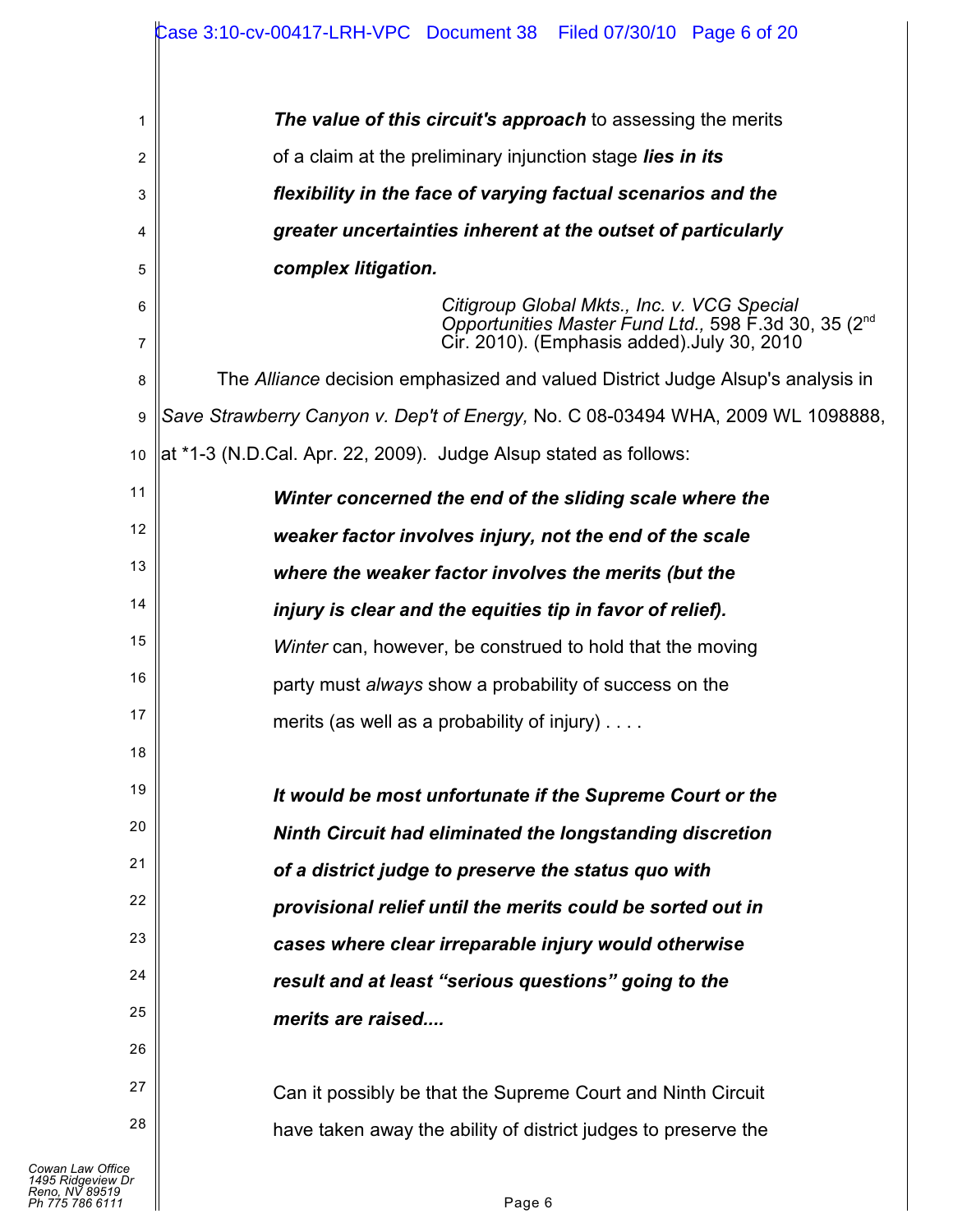> ***The value of this circuit's approach*** to assessing the merits of a claim at the preliminary injunction stage ***lies in its flexibility in the face of varying factual scenarios and the greater uncertainties inherent at the outset of particularly complex litigation.***
>
> *Citigroup Global Mkts., Inc. v. VCG Special Opportunities Master Fund Ltd.,* 598 F.3d 30, 35 (2nd Cir. 2010). (Emphasis added).July 30, 2010

The *Alliance* decision emphasized and valued District Judge Alsup's analysis in *Save Strawberry Canyon v. Dep't of Energy,* No. C 08-03494 WHA, 2009 WL 1098888, at *1-3 (N.D.Cal. Apr. 22, 2009). Judge Alsup stated as follows:

> ***Winter concerned the end of the sliding scale where the weaker factor involves injury, not the end of the scale where the weaker factor involves the merits (but the injury is clear and the equities tip in favor of relief).*** *Winter* can, however, be construed to hold that the moving party must *always* show a probability of success on the merits (as well as a probability of injury) . . . .
>
> ***It would be most unfortunate if the Supreme Court or the Ninth Circuit had eliminated the longstanding discretion of a district judge to preserve the status quo with provisional relief until the merits could be sorted out in cases where clear irreparable injury would otherwise result and at least "serious questions" going to the merits are raised....***
>
> Can it possibly be that the Supreme Court and Ninth Circuit have taken away the ability of district judges to preserve the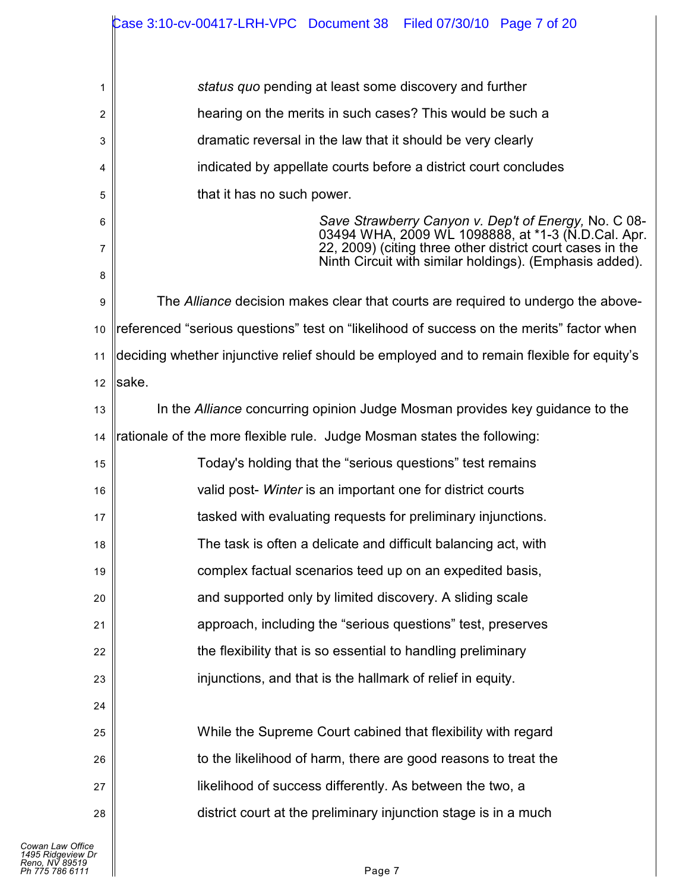> *status quo* pending at least some discovery and further hearing on the merits in such cases? This would be such a dramatic reversal in the law that it should be very clearly indicated by appellate courts before a district court concludes that it has no such power.
>
> *Save Strawberry Canyon v. Dep't of Energy,* No. C 08-03494 WHA, 2009 WL 1098888, at *1-3 (N.D.Cal. Apr. 22, 2009) (citing three other district court cases in the Ninth Circuit with similar holdings). (Emphasis added).

The *Alliance* decision makes clear that courts are required to undergo the above-referenced "serious questions" test on "likelihood of success on the merits" factor when deciding whether injunctive relief should be employed and to remain flexible for equity's sake.

In the *Alliance* concurring opinion Judge Mosman provides key guidance to the rationale of the more flexible rule. Judge Mosman states the following:

> Today's holding that the "serious questions" test remains valid post- *Winter* is an important one for district courts tasked with evaluating requests for preliminary injunctions. The task is often a delicate and difficult balancing act, with complex factual scenarios teed up on an expedited basis, and supported only by limited discovery. A sliding scale approach, including the "serious questions" test, preserves the flexibility that is so essential to handling preliminary injunctions, and that is the hallmark of relief in equity.
>
> While the Supreme Court cabined that flexibility with regard to the likelihood of harm, there are good reasons to treat the likelihood of success differently. As between the two, a district court at the preliminary injunction stage is in a much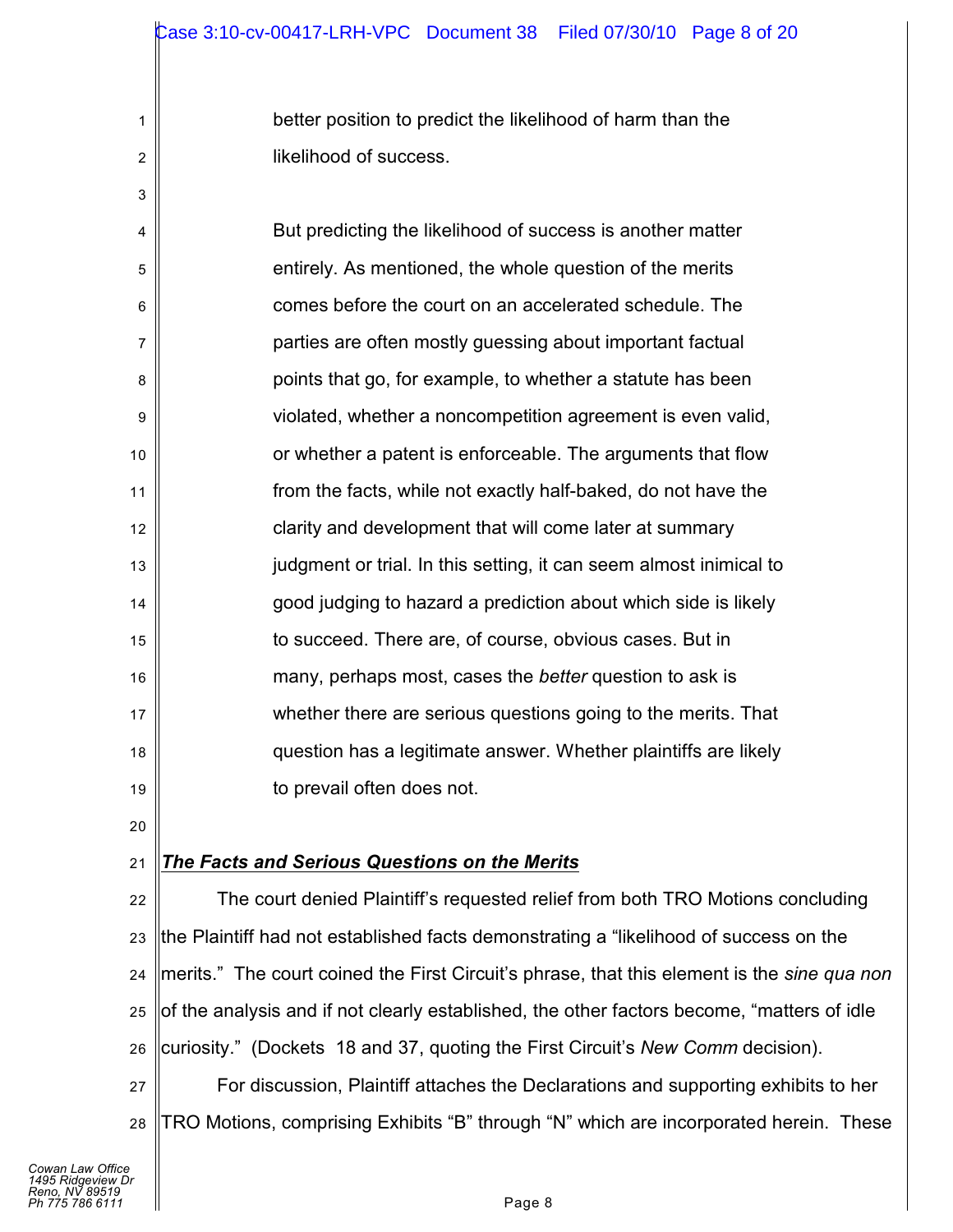> better position to predict the likelihood of harm than the likelihood of success.
>
> But predicting the likelihood of success is another matter entirely. As mentioned, the whole question of the merits comes before the court on an accelerated schedule. The parties are often mostly guessing about important factual points that go, for example, to whether a statute has been violated, whether a noncompetition agreement is even valid, or whether a patent is enforceable. The arguments that flow from the facts, while not exactly half-baked, do not have the clarity and development that will come later at summary judgment or trial. In this setting, it can seem almost inimical to good judging to hazard a prediction about which side is likely to succeed. There are, of course, obvious cases. But in many, perhaps most, cases the *better* question to ask is whether there are serious questions going to the merits. That question has a legitimate answer. Whether plaintiffs are likely to prevail often does not.

***<u>The Facts and Serious Questions on the Merits</u>***

The court denied Plaintiff's requested relief from both TRO Motions concluding the Plaintiff had not established facts demonstrating a "likelihood of success on the merits." The court coined the First Circuit's phrase, that this element is the *sine qua non* of the analysis and if not clearly established, the other factors become, "matters of idle curiosity." (Dockets 18 and 37, quoting the First Circuit's *New Comm* decision).

For discussion, Plaintiff attaches the Declarations and supporting exhibits to her TRO Motions, comprising Exhibits "B" through "N" which are incorporated herein. These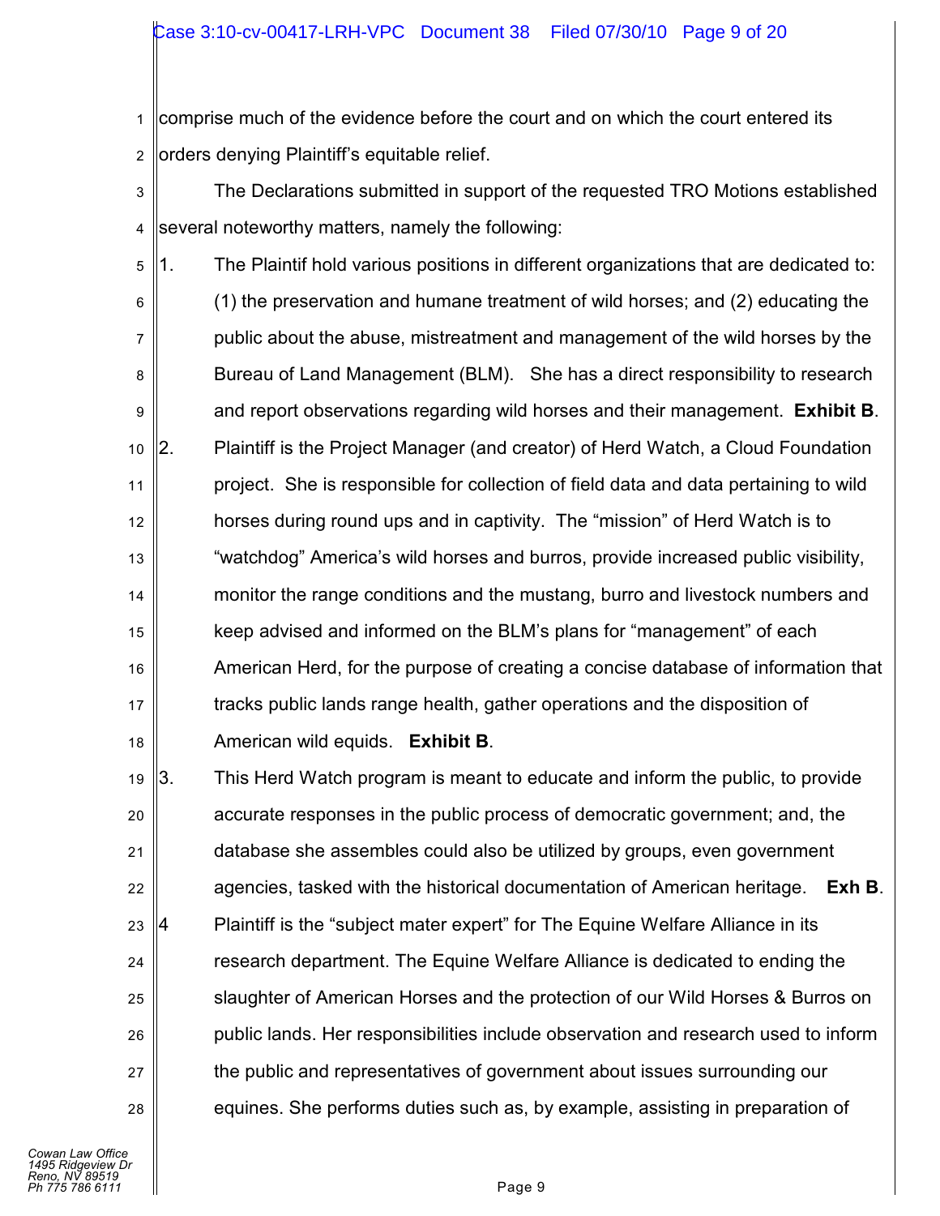comprise much of the evidence before the court and on which the court entered its orders denying Plaintiff's equitable relief.

The Declarations submitted in support of the requested TRO Motions established several noteworthy matters, namely the following:

1. The Plaintif hold various positions in different organizations that are dedicated to: (1) the preservation and humane treatment of wild horses; and (2) educating the public about the abuse, mistreatment and management of the wild horses by the Bureau of Land Management (BLM). She has a direct responsibility to research and report observations regarding wild horses and their management. **Exhibit B**.

2. Plaintiff is the Project Manager (and creator) of Herd Watch, a Cloud Foundation project. She is responsible for collection of field data and data pertaining to wild horses during round ups and in captivity. The "mission" of Herd Watch is to "watchdog" America's wild horses and burros, provide increased public visibility, monitor the range conditions and the mustang, burro and livestock numbers and keep advised and informed on the BLM's plans for "management" of each American Herd, for the purpose of creating a concise database of information that tracks public lands range health, gather operations and the disposition of American wild equids. **Exhibit B**.

3. This Herd Watch program is meant to educate and inform the public, to provide accurate responses in the public process of democratic government; and, the database she assembles could also be utilized by groups, even government agencies, tasked with the historical documentation of American heritage. **Exh B**.

4 Plaintiff is the "subject mater expert" for The Equine Welfare Alliance in its research department. The Equine Welfare Alliance is dedicated to ending the slaughter of American Horses and the protection of our Wild Horses & Burros on public lands. Her responsibilities include observation and research used to inform the public and representatives of government about issues surrounding our equines. She performs duties such as, by example, assisting in preparation of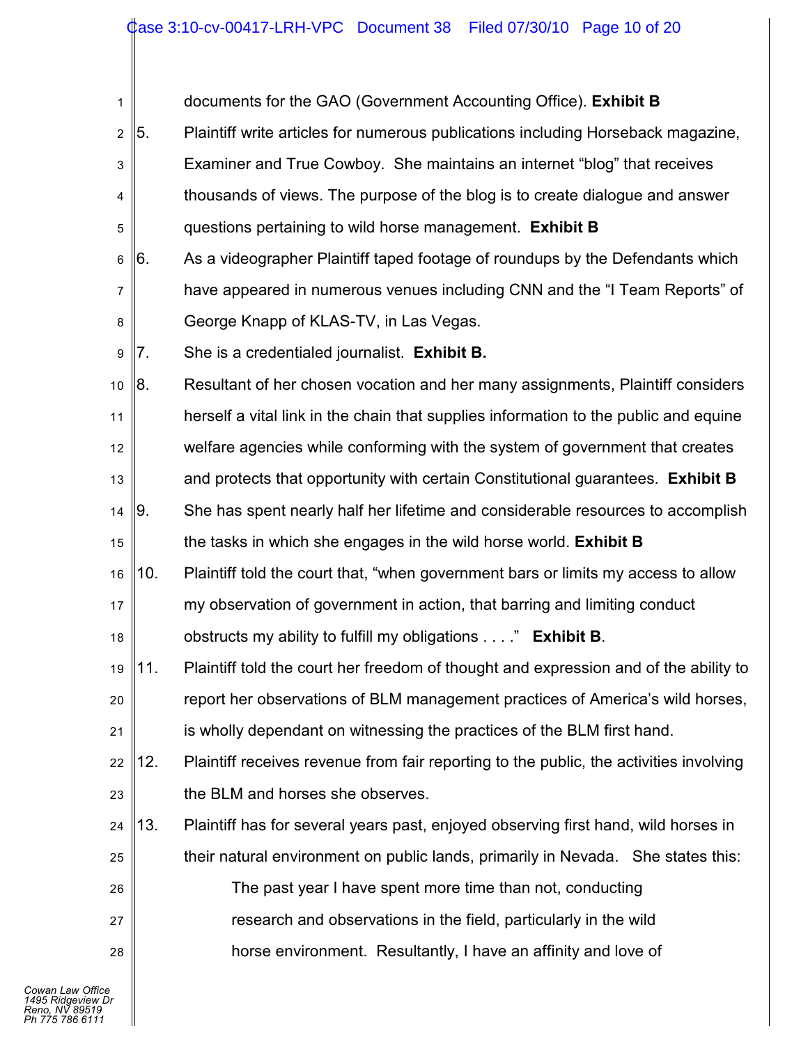documents for the GAO (Government Accounting Office). **Exhibit B**

5. Plaintiff write articles for numerous publications including Horseback magazine, Examiner and True Cowboy. She maintains an internet "blog" that receives thousands of views. The purpose of the blog is to create dialogue and answer questions pertaining to wild horse management. **Exhibit B**

6. As a videographer Plaintiff taped footage of roundups by the Defendants which have appeared in numerous venues including CNN and the "I Team Reports" of George Knapp of KLAS-TV, in Las Vegas.

7. She is a credentialed journalist. **Exhibit B.**

8. Resultant of her chosen vocation and her many assignments, Plaintiff considers herself a vital link in the chain that supplies information to the public and equine welfare agencies while conforming with the system of government that creates and protects that opportunity with certain Constitutional guarantees. **Exhibit B**

9. She has spent nearly half her lifetime and considerable resources to accomplish the tasks in which she engages in the wild horse world. **Exhibit B**

10. Plaintiff told the court that, "when government bars or limits my access to allow my observation of government in action, that barring and limiting conduct obstructs my ability to fulfill my obligations . . . ." **Exhibit B**.

11. Plaintiff told the court her freedom of thought and expression and of the ability to report her observations of BLM management practices of America's wild horses, is wholly dependant on witnessing the practices of the BLM first hand.

12. Plaintiff receives revenue from fair reporting to the public, the activities involving the BLM and horses she observes.

13. Plaintiff has for several years past, enjoyed observing first hand, wild horses in their natural environment on public lands, primarily in Nevada. She states this:

> The past year I have spent more time than not, conducting research and observations in the field, particularly in the wild horse environment. Resultantly, I have an affinity and love of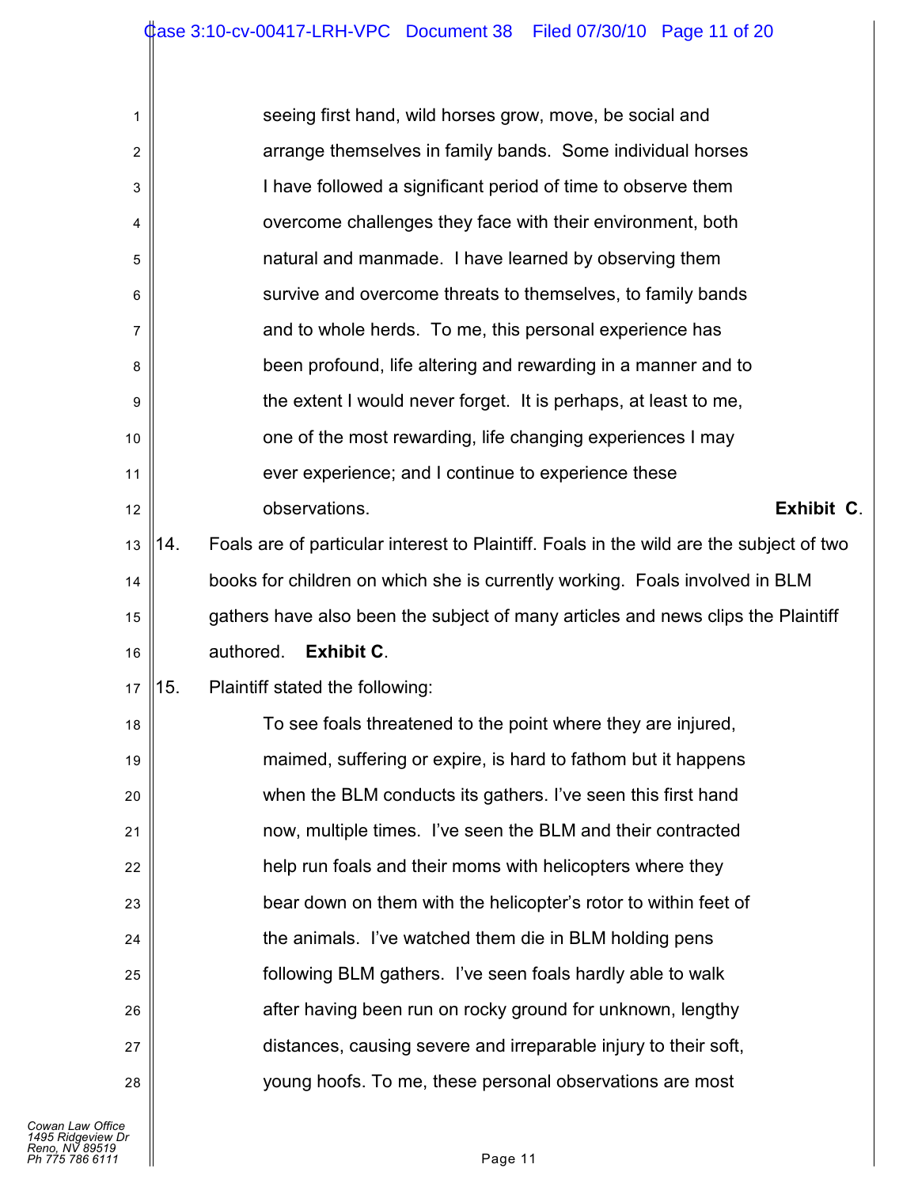> seeing first hand, wild horses grow, move, be social and arrange themselves in family bands. Some individual horses I have followed a significant period of time to observe them overcome challenges they face with their environment, both natural and manmade. I have learned by observing them survive and overcome threats to themselves, to family bands and to whole herds. To me, this personal experience has been profound, life altering and rewarding in a manner and to the extent I would never forget. It is perhaps, at least to me, one of the most rewarding, life changing experiences I may ever experience; and I continue to experience these observations. **Exhibit C**.

14. Foals are of particular interest to Plaintiff. Foals in the wild are the subject of two books for children on which she is currently working. Foals involved in BLM gathers have also been the subject of many articles and news clips the Plaintiff authored. **Exhibit C**.

15. Plaintiff stated the following:

> To see foals threatened to the point where they are injured, maimed, suffering or expire, is hard to fathom but it happens when the BLM conducts its gathers. I've seen this first hand now, multiple times. I've seen the BLM and their contracted help run foals and their moms with helicopters where they bear down on them with the helicopter's rotor to within feet of the animals. I've watched them die in BLM holding pens following BLM gathers. I've seen foals hardly able to walk after having been run on rocky ground for unknown, lengthy distances, causing severe and irreparable injury to their soft, young hoofs. To me, these personal observations are most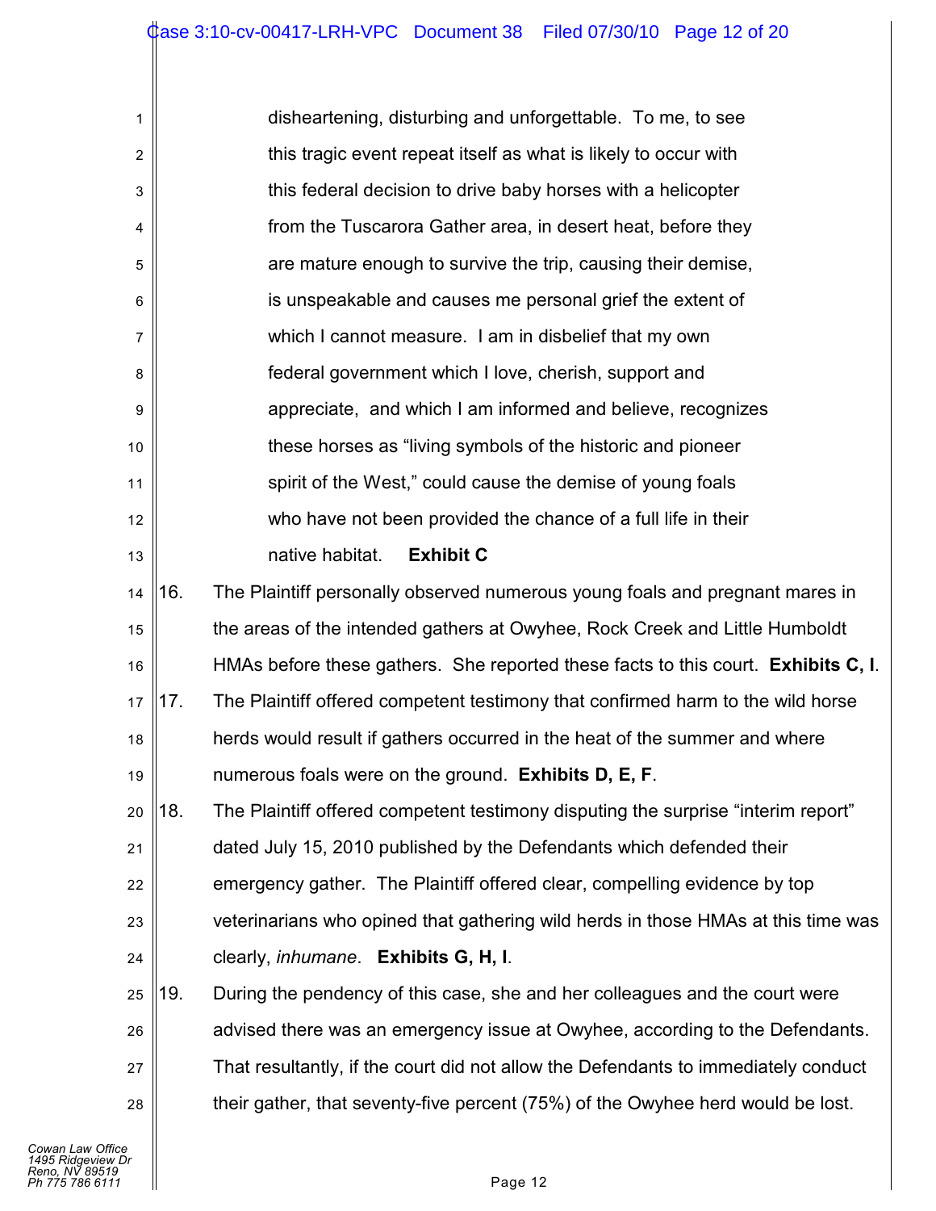disheartening, disturbing and unforgettable. To me, to see this tragic event repeat itself as what is likely to occur with this federal decision to drive baby horses with a helicopter from the Tuscarora Gather area, in desert heat, before they are mature enough to survive the trip, causing their demise, is unspeakable and causes me personal grief the extent of which I cannot measure. I am in disbelief that my own federal government which I love, cherish, support and appreciate, and which I am informed and believe, recognizes these horses as "living symbols of the historic and pioneer spirit of the West," could cause the demise of young foals who have not been provided the chance of a full life in their native habitat. **Exhibit C**

16. The Plaintiff personally observed numerous young foals and pregnant mares in the areas of the intended gathers at Owyhee, Rock Creek and Little Humboldt HMAs before these gathers. She reported these facts to this court. **Exhibits C, I**.

17. The Plaintiff offered competent testimony that confirmed harm to the wild horse herds would result if gathers occurred in the heat of the summer and where numerous foals were on the ground. **Exhibits D, E, F**.

18. The Plaintiff offered competent testimony disputing the surprise "interim report" dated July 15, 2010 published by the Defendants which defended their emergency gather. The Plaintiff offered clear, compelling evidence by top veterinarians who opined that gathering wild herds in those HMAs at this time was clearly, *inhumane*. **Exhibits G, H, I**.

19. During the pendency of this case, she and her colleagues and the court were advised there was an emergency issue at Owyhee, according to the Defendants. That resultantly, if the court did not allow the Defendants to immediately conduct their gather, that seventy-five percent (75%) of the Owyhee herd would be lost.

*Cowan Law Office*
*1495 Ridgeview Dr*
*Reno, NV 89519*
*Ph 775 786 6111*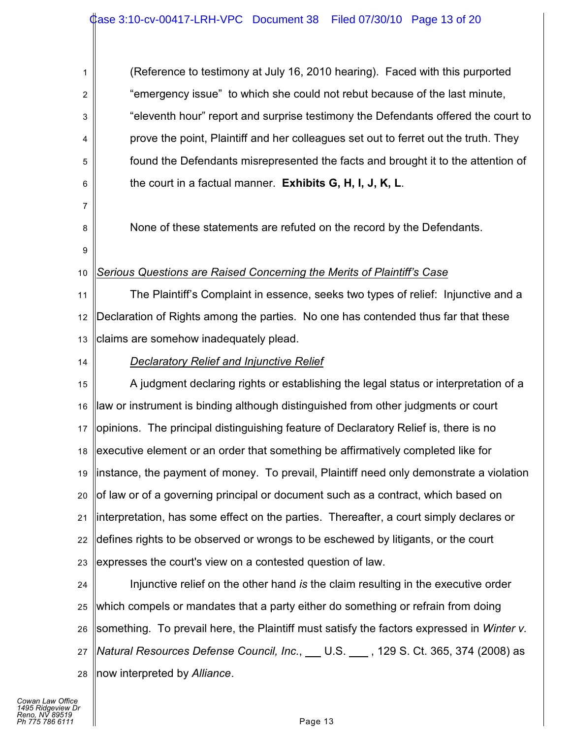(Reference to testimony at July 16, 2010 hearing). Faced with this purported "emergency issue" to which she could not rebut because of the last minute, "eleventh hour" report and surprise testimony the Defendants offered the court to prove the point, Plaintiff and her colleagues set out to ferret out the truth. They found the Defendants misrepresented the facts and brought it to the attention of the court in a factual manner. **Exhibits G, H, I, J, K, L**.

None of these statements are refuted on the record by the Defendants.

*Serious Questions are Raised Concerning the Merits of Plaintiff's Case*

The Plaintiff's Complaint in essence, seeks two types of relief: Injunctive and a Declaration of Rights among the parties. No one has contended thus far that these claims are somehow inadequately plead.

*Declaratory Relief and Injunctive Relief*

A judgment declaring rights or establishing the legal status or interpretation of a law or instrument is binding although distinguished from other judgments or court opinions. The principal distinguishing feature of Declaratory Relief is, there is no executive element or an order that something be affirmatively completed like for instance, the payment of money. To prevail, Plaintiff need only demonstrate a violation of law or of a governing principal or document such as a contract, which based on interpretation, has some effect on the parties. Thereafter, a court simply declares or defines rights to be observed or wrongs to be eschewed by litigants, or the court expresses the court's view on a contested question of law.

Injunctive relief on the other hand *is* the claim resulting in the executive order which compels or mandates that a party either do something or refrain from doing something. To prevail here, the Plaintiff must satisfy the factors expressed in *Winter v. Natural Resources Defense Council, Inc.*, ___ U.S. ___ , 129 S. Ct. 365, 374 (2008) as now interpreted by *Alliance*.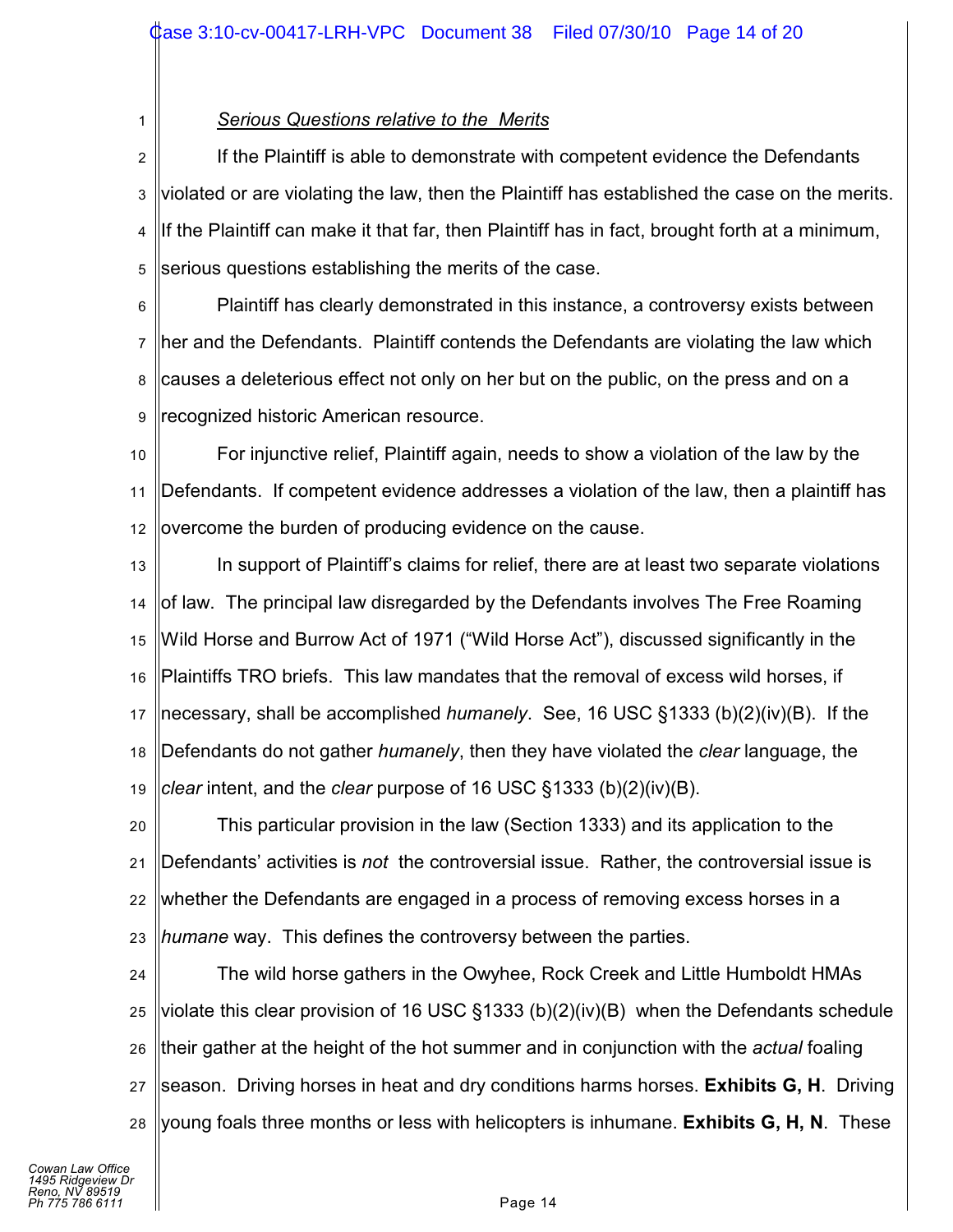*Serious Questions relative to the Merits*

If the Plaintiff is able to demonstrate with competent evidence the Defendants violated or are violating the law, then the Plaintiff has established the case on the merits. If the Plaintiff can make it that far, then Plaintiff has in fact, brought forth at a minimum, serious questions establishing the merits of the case.

Plaintiff has clearly demonstrated in this instance, a controversy exists between her and the Defendants. Plaintiff contends the Defendants are violating the law which causes a deleterious effect not only on her but on the public, on the press and on a recognized historic American resource.

For injunctive relief, Plaintiff again, needs to show a violation of the law by the Defendants. If competent evidence addresses a violation of the law, then a plaintiff has overcome the burden of producing evidence on the cause.

In support of Plaintiff's claims for relief, there are at least two separate violations of law. The principal law disregarded by the Defendants involves The Free Roaming Wild Horse and Burrow Act of 1971 ("Wild Horse Act"), discussed significantly in the Plaintiffs TRO briefs. This law mandates that the removal of excess wild horses, if necessary, shall be accomplished *humanely*. See, 16 USC §1333 (b)(2)(iv)(B). If the Defendants do not gather *humanely*, then they have violated the *clear* language, the *clear* intent, and the *clear* purpose of 16 USC §1333 (b)(2)(iv)(B).

This particular provision in the law (Section 1333) and its application to the Defendants' activities is *not* the controversial issue. Rather, the controversial issue is whether the Defendants are engaged in a process of removing excess horses in a *humane* way. This defines the controversy between the parties.

The wild horse gathers in the Owyhee, Rock Creek and Little Humboldt HMAs violate this clear provision of 16 USC §1333 (b)(2)(iv)(B) when the Defendants schedule their gather at the height of the hot summer and in conjunction with the *actual* foaling season. Driving horses in heat and dry conditions harms horses. **Exhibits G, H**. Driving young foals three months or less with helicopters is inhumane. **Exhibits G, H, N**. These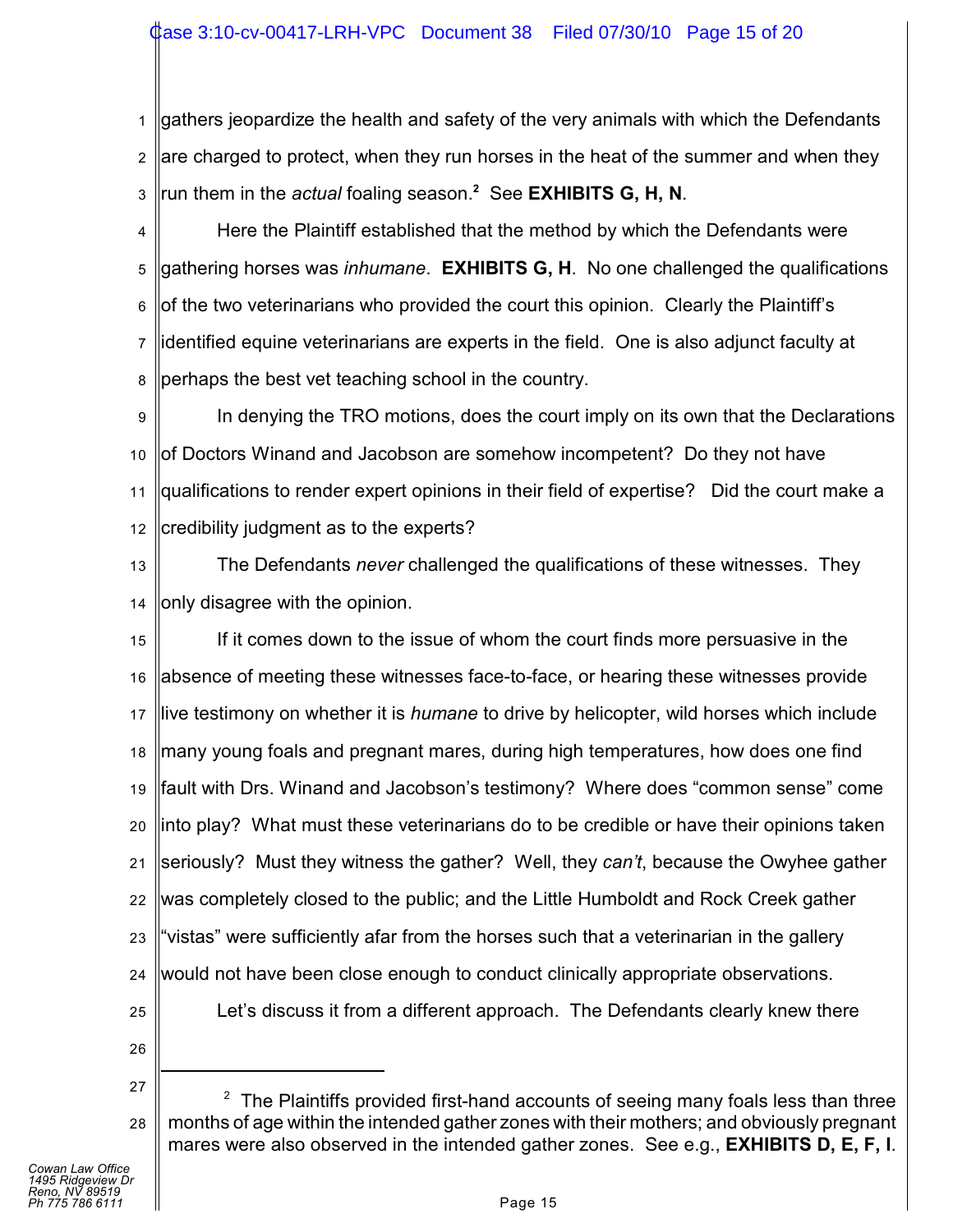gathers jeopardize the health and safety of the very animals with which the Defendants are charged to protect, when they run horses in the heat of the summer and when they run them in the *actual* foaling season.[2] See **EXHIBITS G, H, N**.

Here the Plaintiff established that the method by which the Defendants were gathering horses was *inhumane*. **EXHIBITS G, H**. No one challenged the qualifications of the two veterinarians who provided the court this opinion. Clearly the Plaintiff's identified equine veterinarians are experts in the field. One is also adjunct faculty at perhaps the best vet teaching school in the country.

In denying the TRO motions, does the court imply on its own that the Declarations of Doctors Winand and Jacobson are somehow incompetent? Do they not have qualifications to render expert opinions in their field of expertise? Did the court make a credibility judgment as to the experts?

The Defendants *never* challenged the qualifications of these witnesses. They only disagree with the opinion.

If it comes down to the issue of whom the court finds more persuasive in the absence of meeting these witnesses face-to-face, or hearing these witnesses provide live testimony on whether it is *humane* to drive by helicopter, wild horses which include many young foals and pregnant mares, during high temperatures, how does one find fault with Drs. Winand and Jacobson's testimony? Where does "common sense" come into play? What must these veterinarians do to be credible or have their opinions taken seriously? Must they witness the gather? Well, they *can't*, because the Owyhee gather was completely closed to the public; and the Little Humboldt and Rock Creek gather "vistas" were sufficiently afar from the horses such that a veterinarian in the gallery would not have been close enough to conduct clinically appropriate observations.

Let's discuss it from a different approach. The Defendants clearly knew there

---

[2] The Plaintiffs provided first-hand accounts of seeing many foals less than three months of age within the intended gather zones with their mothers; and obviously pregnant mares were also observed in the intended gather zones. See e.g., **EXHIBITS D, E, F, I**.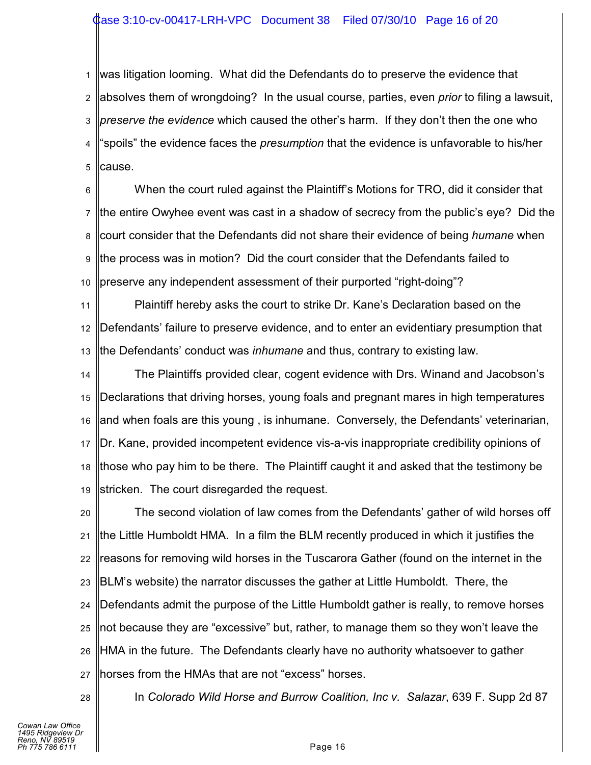was litigation looming. What did the Defendants do to preserve the evidence that absolves them of wrongdoing? In the usual course, parties, even *prior* to filing a lawsuit, *preserve the evidence* which caused the other's harm. If they don't then the one who "spoils" the evidence faces the *presumption* that the evidence is unfavorable to his/her cause.

When the court ruled against the Plaintiff's Motions for TRO, did it consider that the entire Owyhee event was cast in a shadow of secrecy from the public's eye? Did the court consider that the Defendants did not share their evidence of being *humane* when the process was in motion? Did the court consider that the Defendants failed to preserve any independent assessment of their purported "right-doing"?

Plaintiff hereby asks the court to strike Dr. Kane's Declaration based on the Defendants' failure to preserve evidence, and to enter an evidentiary presumption that the Defendants' conduct was *inhumane* and thus, contrary to existing law.

The Plaintiffs provided clear, cogent evidence with Drs. Winand and Jacobson's Declarations that driving horses, young foals and pregnant mares in high temperatures and when foals are this young , is inhumane. Conversely, the Defendants' veterinarian, Dr. Kane, provided incompetent evidence vis-a-vis inappropriate credibility opinions of those who pay him to be there. The Plaintiff caught it and asked that the testimony be stricken. The court disregarded the request.

The second violation of law comes from the Defendants' gather of wild horses off the Little Humboldt HMA. In a film the BLM recently produced in which it justifies the reasons for removing wild horses in the Tuscarora Gather (found on the internet in the BLM's website) the narrator discusses the gather at Little Humboldt. There, the Defendants admit the purpose of the Little Humboldt gather is really, to remove horses not because they are "excessive" but, rather, to manage them so they won't leave the HMA in the future. The Defendants clearly have no authority whatsoever to gather horses from the HMAs that are not "excess" horses.

In *Colorado Wild Horse and Burrow Coalition, Inc v. Salazar*, 639 F. Supp 2d 87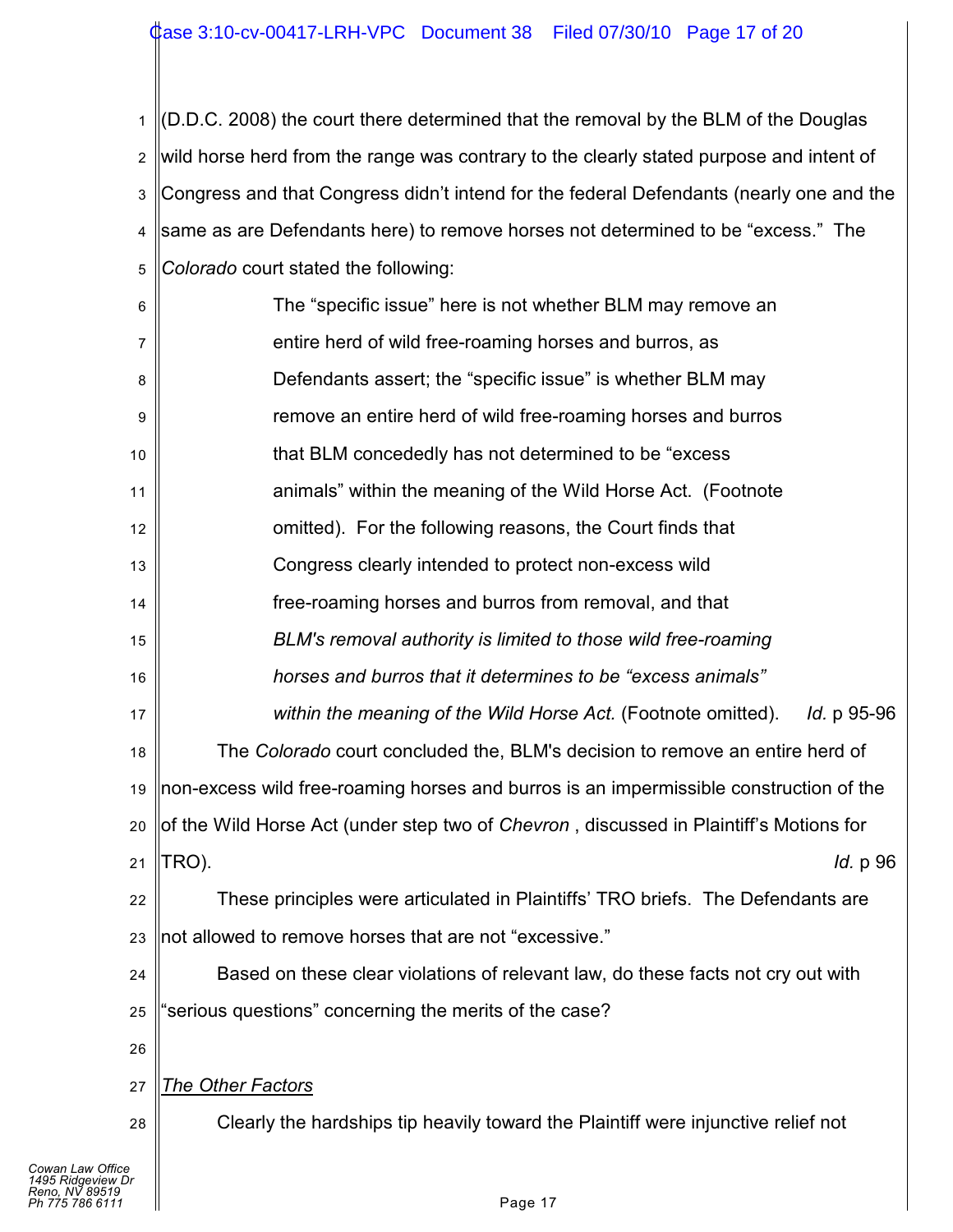(D.D.C. 2008) the court there determined that the removal by the BLM of the Douglas wild horse herd from the range was contrary to the clearly stated purpose and intent of Congress and that Congress didn't intend for the federal Defendants (nearly one and the same as are Defendants here) to remove horses not determined to be "excess." The *Colorado* court stated the following:

> The "specific issue" here is not whether BLM may remove an entire herd of wild free-roaming horses and burros, as Defendants assert; the "specific issue" is whether BLM may remove an entire herd of wild free-roaming horses and burros that BLM concededly has not determined to be "excess animals" within the meaning of the Wild Horse Act. (Footnote omitted). For the following reasons, the Court finds that Congress clearly intended to protect non-excess wild free-roaming horses and burros from removal, and that *BLM's removal authority is limited to those wild free-roaming horses and burros that it determines to be "excess animals" within the meaning of the Wild Horse Act.* (Footnote omitted). *Id.* p 95-96

The *Colorado* court concluded the, BLM's decision to remove an entire herd of non-excess wild free-roaming horses and burros is an impermissible construction of the of the Wild Horse Act (under step two of *Chevron* , discussed in Plaintiff's Motions for TRO). *Id.* p 96

These principles were articulated in Plaintiffs' TRO briefs. The Defendants are not allowed to remove horses that are not "excessive."

Based on these clear violations of relevant law, do these facts not cry out with "serious questions" concerning the merits of the case?

<u>*The Other Factors*</u>

Clearly the hardships tip heavily toward the Plaintiff were injunctive relief not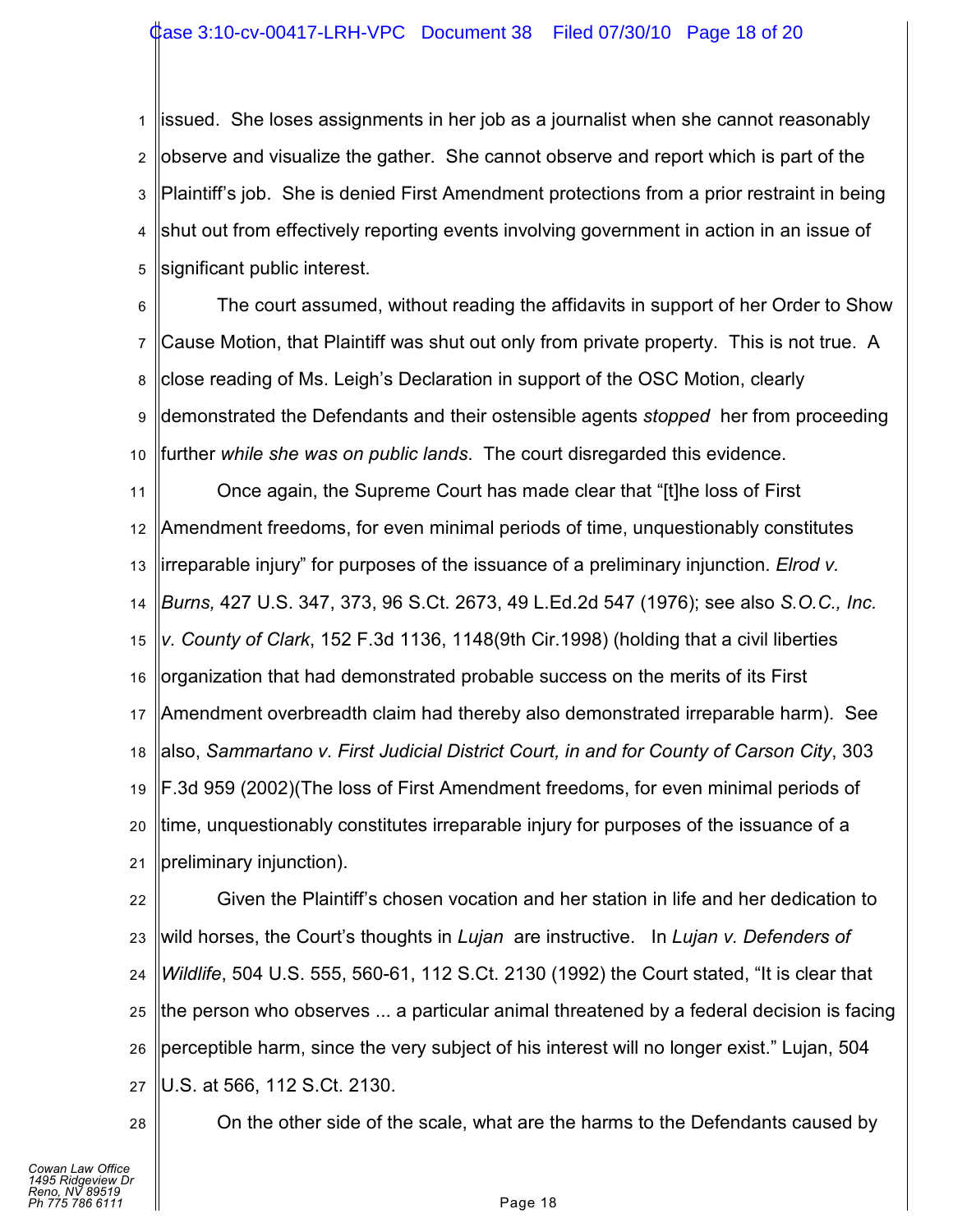issued. She loses assignments in her job as a journalist when she cannot reasonably observe and visualize the gather. She cannot observe and report which is part of the Plaintiff's job. She is denied First Amendment protections from a prior restraint in being shut out from effectively reporting events involving government in action in an issue of significant public interest.

The court assumed, without reading the affidavits in support of her Order to Show Cause Motion, that Plaintiff was shut out only from private property. This is not true. A close reading of Ms. Leigh's Declaration in support of the OSC Motion, clearly demonstrated the Defendants and their ostensible agents *stopped* her from proceeding further *while she was on public lands*. The court disregarded this evidence.

Once again, the Supreme Court has made clear that "[t]he loss of First Amendment freedoms, for even minimal periods of time, unquestionably constitutes irreparable injury" for purposes of the issuance of a preliminary injunction. *Elrod v. Burns,* 427 U.S. 347, 373, 96 S.Ct. 2673, 49 L.Ed.2d 547 (1976); see also *S.O.C., Inc. v. County of Clark*, 152 F.3d 1136, 1148(9th Cir.1998) (holding that a civil liberties organization that had demonstrated probable success on the merits of its First Amendment overbreadth claim had thereby also demonstrated irreparable harm). See also, *Sammartano v. First Judicial District Court, in and for County of Carson City*, 303 F.3d 959 (2002)(The loss of First Amendment freedoms, for even minimal periods of time, unquestionably constitutes irreparable injury for purposes of the issuance of a preliminary injunction).

Given the Plaintiff's chosen vocation and her station in life and her dedication to wild horses, the Court's thoughts in *Lujan* are instructive. In *Lujan v. Defenders of Wildlife*, 504 U.S. 555, 560-61, 112 S.Ct. 2130 (1992) the Court stated, "It is clear that the person who observes ... a particular animal threatened by a federal decision is facing perceptible harm, since the very subject of his interest will no longer exist." Lujan, 504 U.S. at 566, 112 S.Ct. 2130.

On the other side of the scale, what are the harms to the Defendants caused by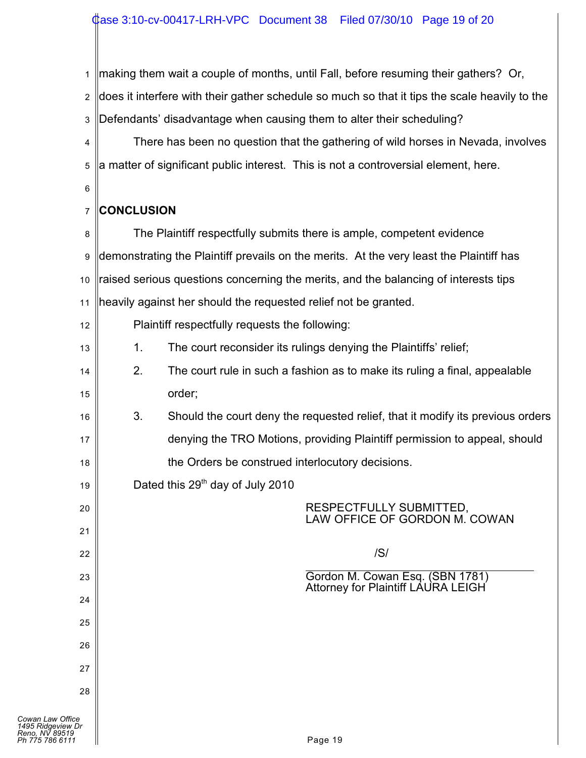making them wait a couple of months, until Fall, before resuming their gathers? Or, does it interfere with their gather schedule so much so that it tips the scale heavily to the Defendants' disadvantage when causing them to alter their scheduling?

There has been no question that the gathering of wild horses in Nevada, involves a matter of significant public interest. This is not a controversial element, here.

**CONCLUSION**

The Plaintiff respectfully submits there is ample, competent evidence demonstrating the Plaintiff prevails on the merits. At the very least the Plaintiff has raised serious questions concerning the merits, and the balancing of interests tips heavily against her should the requested relief not be granted.

Plaintiff respectfully requests the following:

1. The court reconsider its rulings denying the Plaintiffs' relief;
2. The court rule in such a fashion as to make its ruling a final, appealable order;
3. Should the court deny the requested relief, that it modify its previous orders denying the TRO Motions, providing Plaintiff permission to appeal, should the Orders be construed interlocutory decisions.

Dated this 29th day of July 2010

RESPECTFULLY SUBMITTED,
LAW OFFICE OF GORDON M. COWAN

/S/

Gordon M. Cowan Esq. (SBN 1781)
Attorney for Plaintiff LAURA LEIGH

Cowan Law Office
1495 Ridgeview Dr
Reno, NV 89519
Ph 775 786 6111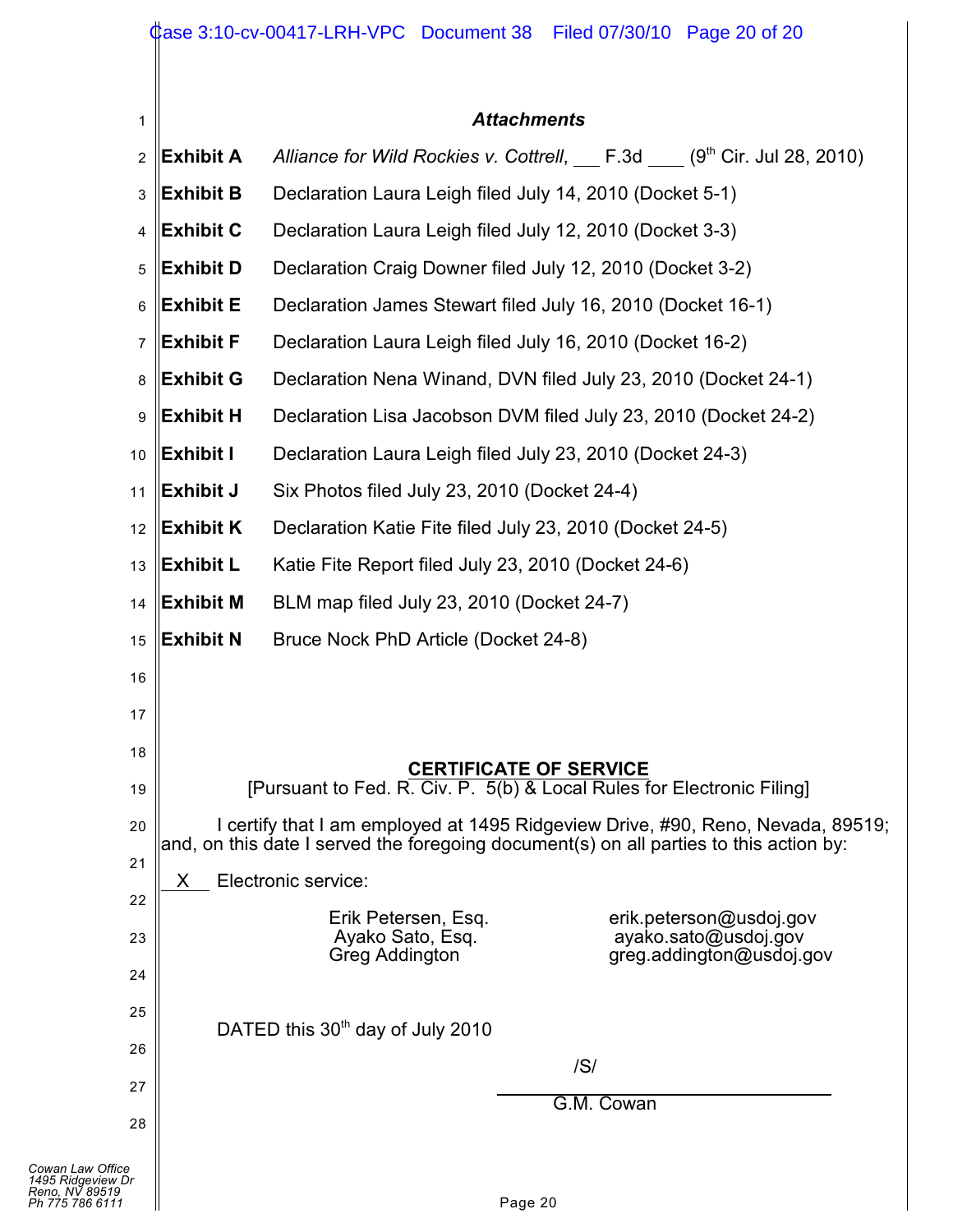### *Attachments*

| | |
|---|---|
| **Exhibit A** | *Alliance for Wild Rockies v. Cottrell*, ___ F.3d ____ (9th Cir. Jul 28, 2010) |
| **Exhibit B** | Declaration Laura Leigh filed July 14, 2010 (Docket 5-1) |
| **Exhibit C** | Declaration Laura Leigh filed July 12, 2010 (Docket 3-3) |
| **Exhibit D** | Declaration Craig Downer filed July 12, 2010 (Docket 3-2) |
| **Exhibit E** | Declaration James Stewart filed July 16, 2010 (Docket 16-1) |
| **Exhibit F** | Declaration Laura Leigh filed July 16, 2010 (Docket 16-2) |
| **Exhibit G** | Declaration Nena Winand, DVN filed July 23, 2010 (Docket 24-1) |
| **Exhibit H** | Declaration Lisa Jacobson DVM filed July 23, 2010 (Docket 24-2) |
| **Exhibit I** | Declaration Laura Leigh filed July 23, 2010 (Docket 24-3) |
| **Exhibit J** | Six Photos filed July 23, 2010 (Docket 24-4) |
| **Exhibit K** | Declaration Katie Fite filed July 23, 2010 (Docket 24-5) |
| **Exhibit L** | Katie Fite Report filed July 23, 2010 (Docket 24-6) |
| **Exhibit M** | BLM map filed July 23, 2010 (Docket 24-7) |
| **Exhibit N** | Bruce Nock PhD Article (Docket 24-8) |

**CERTIFICATE OF SERVICE**

[Pursuant to Fed. R. Civ. P. 5(b) & Local Rules for Electronic Filing]

I certify that I am employed at 1495 Ridgeview Drive, #90, Reno, Nevada, 89519; and, on this date I served the foregoing document(s) on all parties to this action by:

__X__ Electronic service:

| | |
|---|---|
| Erik Petersen, Esq. | erik.peterson@usdoj.gov |
| Ayako Sato, Esq. | ayako.sato@usdoj.gov |
| Greg Addington | greg.addington@usdoj.gov |

DATED this 30th day of July 2010

/S/

G.M. Cowan

Cowan Law Office
1495 Ridgeview Dr
Reno, NV 89519
Ph 775 786 6111